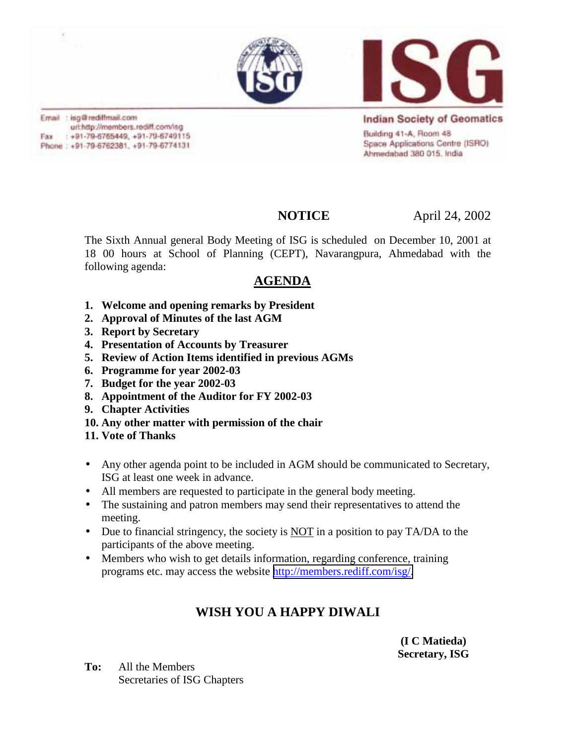# ISG

Email : isg@rediffmail.com
url:http://members.rediff.com/isg
Fax : +91-79-6765449, +91-79-6749115
Phone : +91-79-6762381, +91-79-6774131

**Indian Society of Geomatics**
Building 41-A, Room 48
Space Applications Centre (ISRO)
Ahmedabad 380 015. India

**NOTICE** April 24, 2002

The Sixth Annual general Body Meeting of ISG is scheduled on December 10, 2001 at 18 00 hours at School of Planning (CEPT), Navarangpura, Ahmedabad with the following agenda:

## AGENDA

1. **Welcome and opening remarks by President**
2. **Approval of Minutes of the last AGM**
3. **Report by Secretary**
4. **Presentation of Accounts by Treasurer**
5. **Review of Action Items identified in previous AGMs**
6. **Programme for year 2002-03**
7. **Budget for the year 2002-03**
8. **Appointment of the Auditor for FY 2002-03**
9. **Chapter Activities**
10. **Any other matter with permission of the chair**
11. **Vote of Thanks**

- Any other agenda point to be included in AGM should be communicated to Secretary, ISG at least one week in advance.
- All members are requested to participate in the general body meeting.
- The sustaining and patron members may send their representatives to attend the meeting.
- Due to financial stringency, the society is NOT in a position to pay TA/DA to the participants of the above meeting.
- Members who wish to get details information, regarding conference, training programs etc. may access the website http://members.rediff.com/isg/.

**WISH YOU A HAPPY DIWALI**

**(I C Matieda)**
**Secretary, ISG**

**To:** All the Members
Secretaries of ISG Chapters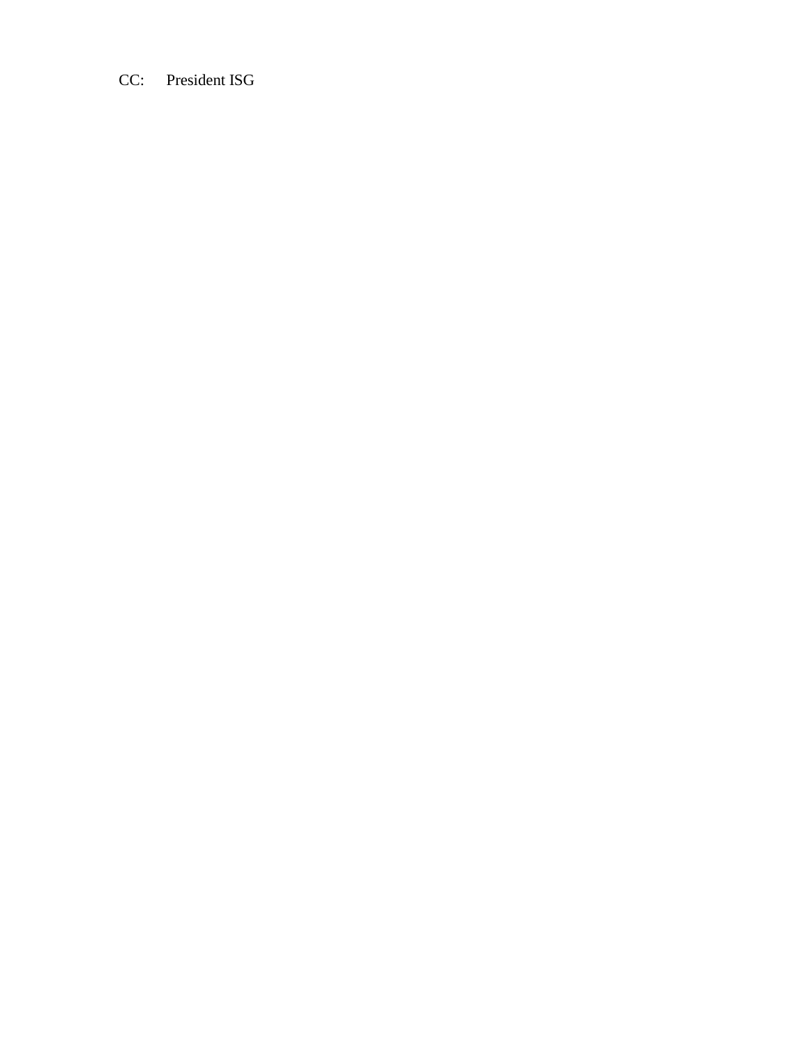CC: President ISG